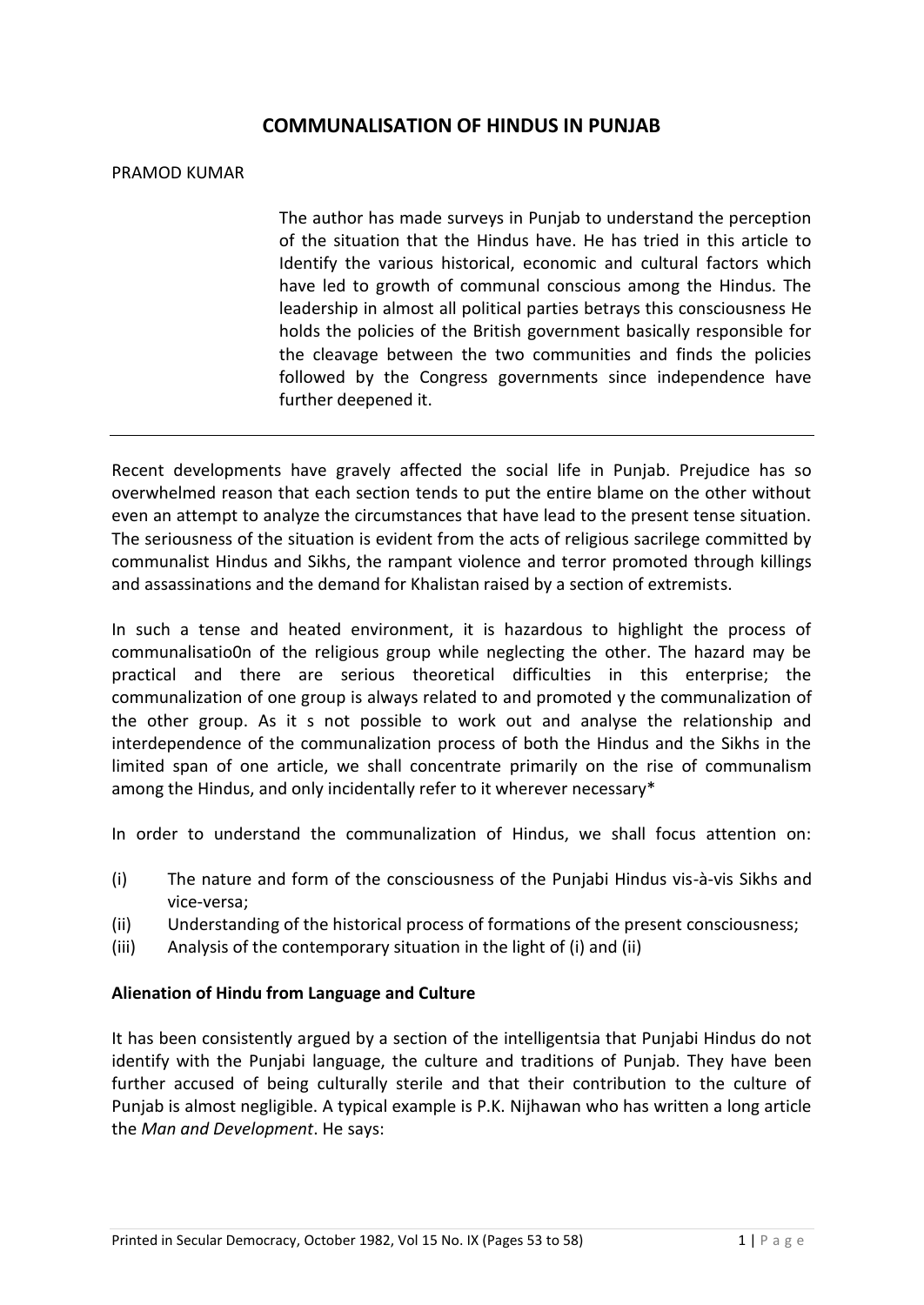# COMMUNALISATION OF HINDUS IN PUNJAB

PRAMOD KUMAR

> The author has made surveys in Punjab to understand the perception of the situation that the Hindus have. He has tried in this article to Identify the various historical, economic and cultural factors which have led to growth of communal conscious among the Hindus. The leadership in almost all political parties betrays this consciousness He holds the policies of the British government basically responsible for the cleavage between the two communities and finds the policies followed by the Congress governments since independence have further deepened it.

---

Recent developments have gravely affected the social life in Punjab. Prejudice has so overwhelmed reason that each section tends to put the entire blame on the other without even an attempt to analyze the circumstances that have lead to the present tense situation. The seriousness of the situation is evident from the acts of religious sacrilege committed by communalist Hindus and Sikhs, the rampant violence and terror promoted through killings and assassinations and the demand for Khalistan raised by a section of extremists.

In such a tense and heated environment, it is hazardous to highlight the process of communalisatio0n of the religious group while neglecting the other. The hazard may be practical and there are serious theoretical difficulties in this enterprise; the communalization of one group is always related to and promoted y the communalization of the other group. As it s not possible to work out and analyse the relationship and interdependence of the communalization process of both the Hindus and the Sikhs in the limited span of one article, we shall concentrate primarily on the rise of communalism among the Hindus, and only incidentally refer to it wherever necessary*

In order to understand the communalization of Hindus, we shall focus attention on:

(i) The nature and form of the consciousness of the Punjabi Hindus vis-à-vis Sikhs and vice-versa;
(ii) Understanding of the historical process of formations of the present consciousness;
(iii) Analysis of the contemporary situation in the light of (i) and (ii)

**Alienation of Hindu from Language and Culture**

It has been consistently argued by a section of the intelligentsia that Punjabi Hindus do not identify with the Punjabi language, the culture and traditions of Punjab. They have been further accused of being culturally sterile and that their contribution to the culture of Punjab is almost negligible. A typical example is P.K. Nijhawan who has written a long article the *Man and Development*. He says: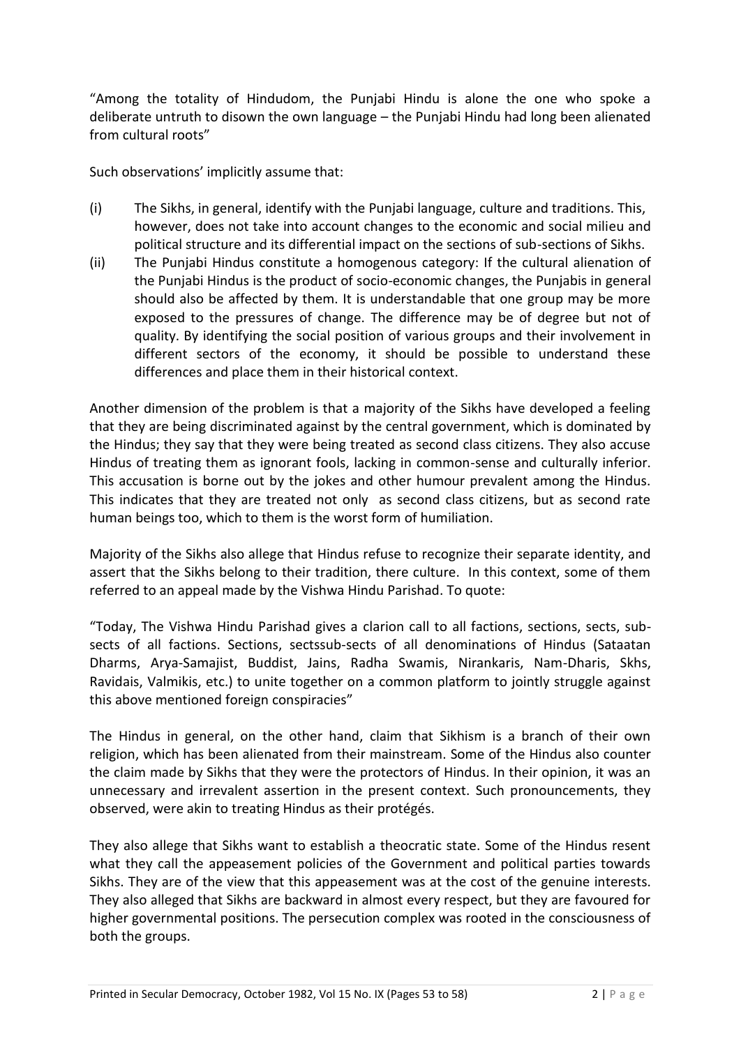"Among the totality of Hindudom, the Punjabi Hindu is alone the one who spoke a deliberate untruth to disown the own language – the Punjabi Hindu had long been alienated from cultural roots"

Such observations' implicitly assume that:

(i) The Sikhs, in general, identify with the Punjabi language, culture and traditions. This, however, does not take into account changes to the economic and social milieu and political structure and its differential impact on the sections of sub-sections of Sikhs.

(ii) The Punjabi Hindus constitute a homogenous category: If the cultural alienation of the Punjabi Hindus is the product of socio-economic changes, the Punjabis in general should also be affected by them. It is understandable that one group may be more exposed to the pressures of change. The difference may be of degree but not of quality. By identifying the social position of various groups and their involvement in different sectors of the economy, it should be possible to understand these differences and place them in their historical context.

Another dimension of the problem is that a majority of the Sikhs have developed a feeling that they are being discriminated against by the central government, which is dominated by the Hindus; they say that they were being treated as second class citizens. They also accuse Hindus of treating them as ignorant fools, lacking in common-sense and culturally inferior. This accusation is borne out by the jokes and other humour prevalent among the Hindus. This indicates that they are treated not only as second class citizens, but as second rate human beings too, which to them is the worst form of humiliation.

Majority of the Sikhs also allege that Hindus refuse to recognize their separate identity, and assert that the Sikhs belong to their tradition, there culture. In this context, some of them referred to an appeal made by the Vishwa Hindu Parishad. To quote:

"Today, The Vishwa Hindu Parishad gives a clarion call to all factions, sections, sects, sub-sects of all factions. Sections, sectssub-sects of all denominations of Hindus (Sataatan Dharms, Arya-Samajist, Buddist, Jains, Radha Swamis, Nirankaris, Nam-Dharis, Skhs, Ravidais, Valmikis, etc.) to unite together on a common platform to jointly struggle against this above mentioned foreign conspiracies"

The Hindus in general, on the other hand, claim that Sikhism is a branch of their own religion, which has been alienated from their mainstream. Some of the Hindus also counter the claim made by Sikhs that they were the protectors of Hindus. In their opinion, it was an unnecessary and irrevalent assertion in the present context. Such pronouncements, they observed, were akin to treating Hindus as their protégés.

They also allege that Sikhs want to establish a theocratic state. Some of the Hindus resent what they call the appeasement policies of the Government and political parties towards Sikhs. They are of the view that this appeasement was at the cost of the genuine interests. They also alleged that Sikhs are backward in almost every respect, but they are favoured for higher governmental positions. The persecution complex was rooted in the consciousness of both the groups.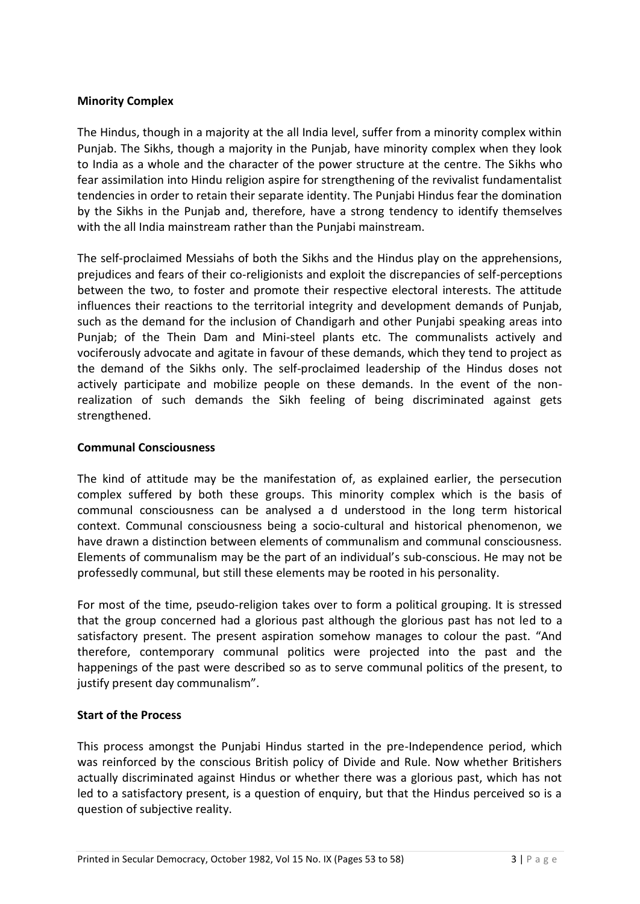**Minority Complex**

The Hindus, though in a majority at the all India level, suffer from a minority complex within Punjab. The Sikhs, though a majority in the Punjab, have minority complex when they look to India as a whole and the character of the power structure at the centre. The Sikhs who fear assimilation into Hindu religion aspire for strengthening of the revivalist fundamentalist tendencies in order to retain their separate identity. The Punjabi Hindus fear the domination by the Sikhs in the Punjab and, therefore, have a strong tendency to identify themselves with the all India mainstream rather than the Punjabi mainstream.

The self-proclaimed Messiahs of both the Sikhs and the Hindus play on the apprehensions, prejudices and fears of their co-religionists and exploit the discrepancies of self-perceptions between the two, to foster and promote their respective electoral interests. The attitude influences their reactions to the territorial integrity and development demands of Punjab, such as the demand for the inclusion of Chandigarh and other Punjabi speaking areas into Punjab; of the Thein Dam and Mini-steel plants etc. The communalists actively and vociferously advocate and agitate in favour of these demands, which they tend to project as the demand of the Sikhs only. The self-proclaimed leadership of the Hindus doses not actively participate and mobilize people on these demands. In the event of the non-realization of such demands the Sikh feeling of being discriminated against gets strengthened.

**Communal Consciousness**

The kind of attitude may be the manifestation of, as explained earlier, the persecution complex suffered by both these groups. This minority complex which is the basis of communal consciousness can be analysed a d understood in the long term historical context. Communal consciousness being a socio-cultural and historical phenomenon, we have drawn a distinction between elements of communalism and communal consciousness. Elements of communalism may be the part of an individual's sub-conscious. He may not be professedly communal, but still these elements may be rooted in his personality.

For most of the time, pseudo-religion takes over to form a political grouping. It is stressed that the group concerned had a glorious past although the glorious past has not led to a satisfactory present. The present aspiration somehow manages to colour the past. "And therefore, contemporary communal politics were projected into the past and the happenings of the past were described so as to serve communal politics of the present, to justify present day communalism".

**Start of the Process**

This process amongst the Punjabi Hindus started in the pre-Independence period, which was reinforced by the conscious British policy of Divide and Rule. Now whether Britishers actually discriminated against Hindus or whether there was a glorious past, which has not led to a satisfactory present, is a question of enquiry, but that the Hindus perceived so is a question of subjective reality.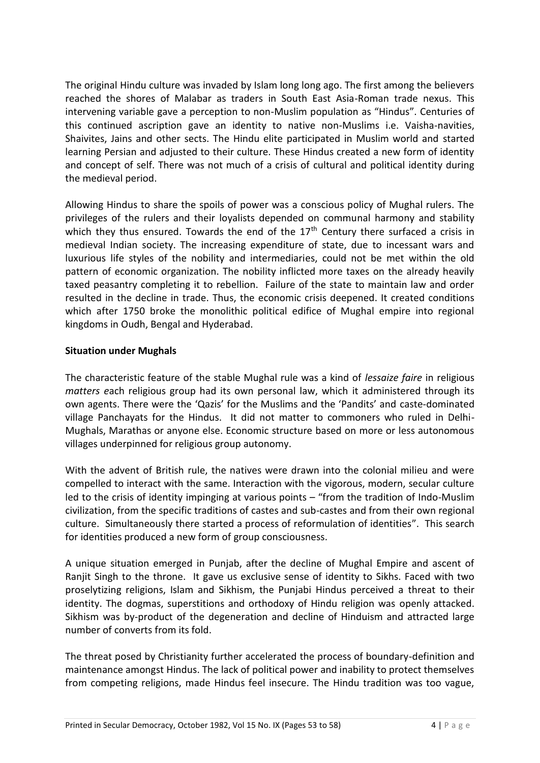The original Hindu culture was invaded by Islam long long ago. The first among the believers reached the shores of Malabar as traders in South East Asia-Roman trade nexus. This intervening variable gave a perception to non-Muslim population as "Hindus". Centuries of this continued ascription gave an identity to native non-Muslims i.e. Vaisha-navities, Shaivites, Jains and other sects. The Hindu elite participated in Muslim world and started learning Persian and adjusted to their culture. These Hindus created a new form of identity and concept of self. There was not much of a crisis of cultural and political identity during the medieval period.

Allowing Hindus to share the spoils of power was a conscious policy of Mughal rulers. The privileges of the rulers and their loyalists depended on communal harmony and stability which they thus ensured. Towards the end of the 17th Century there surfaced a crisis in medieval Indian society. The increasing expenditure of state, due to incessant wars and luxurious life styles of the nobility and intermediaries, could not be met within the old pattern of economic organization. The nobility inflicted more taxes on the already heavily taxed peasantry completing it to rebellion. Failure of the state to maintain law and order resulted in the decline in trade. Thus, the economic crisis deepened. It created conditions which after 1750 broke the monolithic political edifice of Mughal empire into regional kingdoms in Oudh, Bengal and Hyderabad.

**Situation under Mughals**

The characteristic feature of the stable Mughal rule was a kind of *lessaize faire* in religious *matters e*ach religious group had its own personal law, which it administered through its own agents. There were the 'Qazis' for the Muslims and the 'Pandits' and caste-dominated village Panchayats for the Hindus. It did not matter to commoners who ruled in Delhi-Mughals, Marathas or anyone else. Economic structure based on more or less autonomous villages underpinned for religious group autonomy.

With the advent of British rule, the natives were drawn into the colonial milieu and were compelled to interact with the same. Interaction with the vigorous, modern, secular culture led to the crisis of identity impinging at various points – "from the tradition of Indo-Muslim civilization, from the specific traditions of castes and sub-castes and from their own regional culture. Simultaneously there started a process of reformulation of identities". This search for identities produced a new form of group consciousness.

A unique situation emerged in Punjab, after the decline of Mughal Empire and ascent of Ranjit Singh to the throne. It gave us exclusive sense of identity to Sikhs. Faced with two proselytizing religions, Islam and Sikhism, the Punjabi Hindus perceived a threat to their identity. The dogmas, superstitions and orthodoxy of Hindu religion was openly attacked. Sikhism was by-product of the degeneration and decline of Hinduism and attracted large number of converts from its fold.

The threat posed by Christianity further accelerated the process of boundary-definition and maintenance amongst Hindus. The lack of political power and inability to protect themselves from competing religions, made Hindus feel insecure. The Hindu tradition was too vague,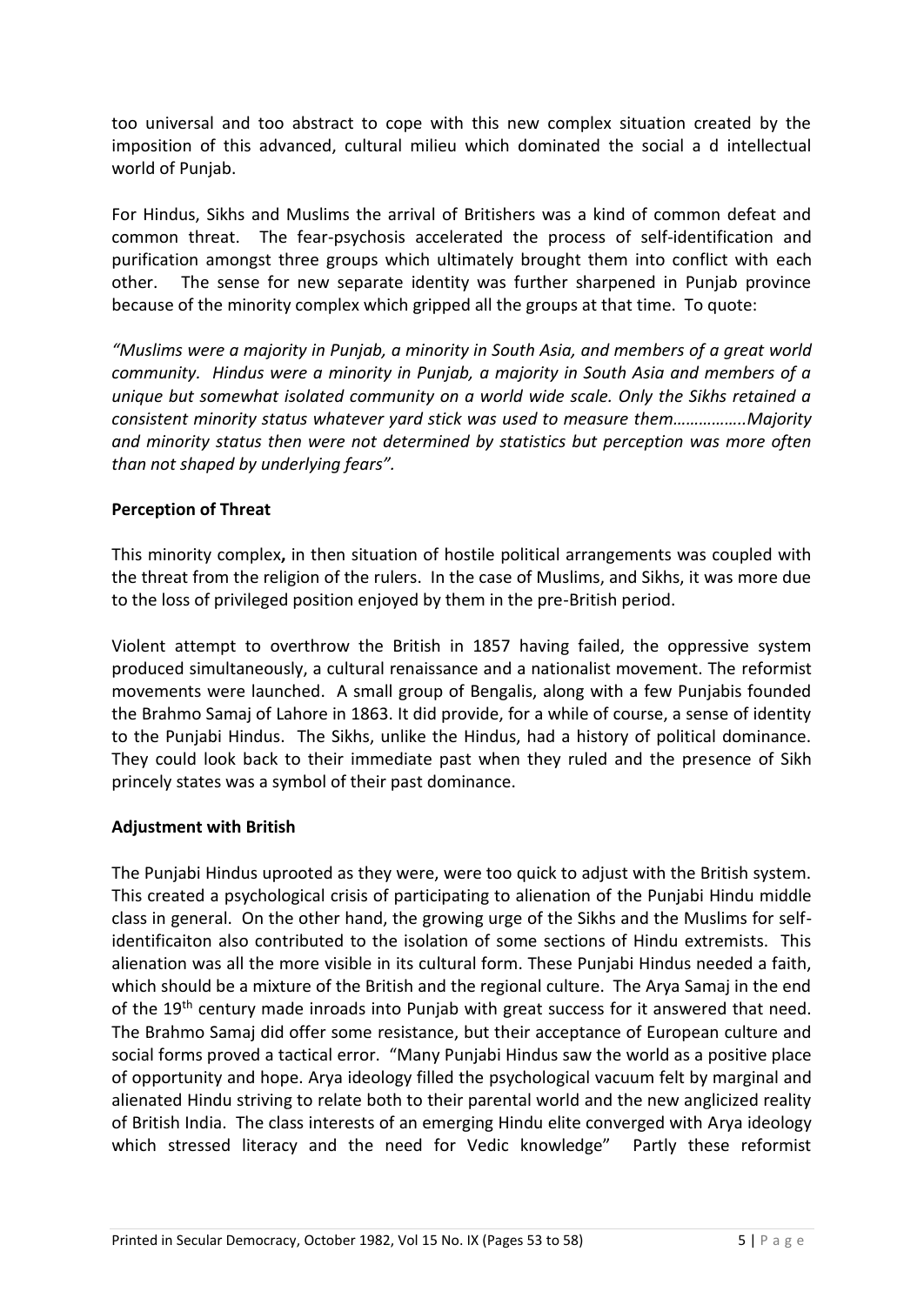too universal and too abstract to cope with this new complex situation created by the imposition of this advanced, cultural milieu which dominated the social a d intellectual world of Punjab.

For Hindus, Sikhs and Muslims the arrival of Britishers was a kind of common defeat and common threat. The fear-psychosis accelerated the process of self-identification and purification amongst three groups which ultimately brought them into conflict with each other. The sense for new separate identity was further sharpened in Punjab province because of the minority complex which gripped all the groups at that time. To quote:

*"Muslims were a majority in Punjab, a minority in South Asia, and members of a great world community. Hindus were a minority in Punjab, a majority in South Asia and members of a unique but somewhat isolated community on a world wide scale. Only the Sikhs retained a consistent minority status whatever yard stick was used to measure them……………..Majority and minority status then were not determined by statistics but perception was more often than not shaped by underlying fears".*

**Perception of Threat**

This minority complex**,** in then situation of hostile political arrangements was coupled with the threat from the religion of the rulers. In the case of Muslims, and Sikhs, it was more due to the loss of privileged position enjoyed by them in the pre-British period.

Violent attempt to overthrow the British in 1857 having failed, the oppressive system produced simultaneously, a cultural renaissance and a nationalist movement. The reformist movements were launched. A small group of Bengalis, along with a few Punjabis founded the Brahmo Samaj of Lahore in 1863. It did provide, for a while of course, a sense of identity to the Punjabi Hindus. The Sikhs, unlike the Hindus, had a history of political dominance. They could look back to their immediate past when they ruled and the presence of Sikh princely states was a symbol of their past dominance.

**Adjustment with British**

The Punjabi Hindus uprooted as they were, were too quick to adjust with the British system. This created a psychological crisis of participating to alienation of the Punjabi Hindu middle class in general. On the other hand, the growing urge of the Sikhs and the Muslims for self-identificaiton also contributed to the isolation of some sections of Hindu extremists. This alienation was all the more visible in its cultural form. These Punjabi Hindus needed a faith, which should be a mixture of the British and the regional culture. The Arya Samaj in the end of the 19th century made inroads into Punjab with great success for it answered that need. The Brahmo Samaj did offer some resistance, but their acceptance of European culture and social forms proved a tactical error. "Many Punjabi Hindus saw the world as a positive place of opportunity and hope. Arya ideology filled the psychological vacuum felt by marginal and alienated Hindu striving to relate both to their parental world and the new anglicized reality of British India. The class interests of an emerging Hindu elite converged with Arya ideology which stressed literacy and the need for Vedic knowledge" Partly these reformist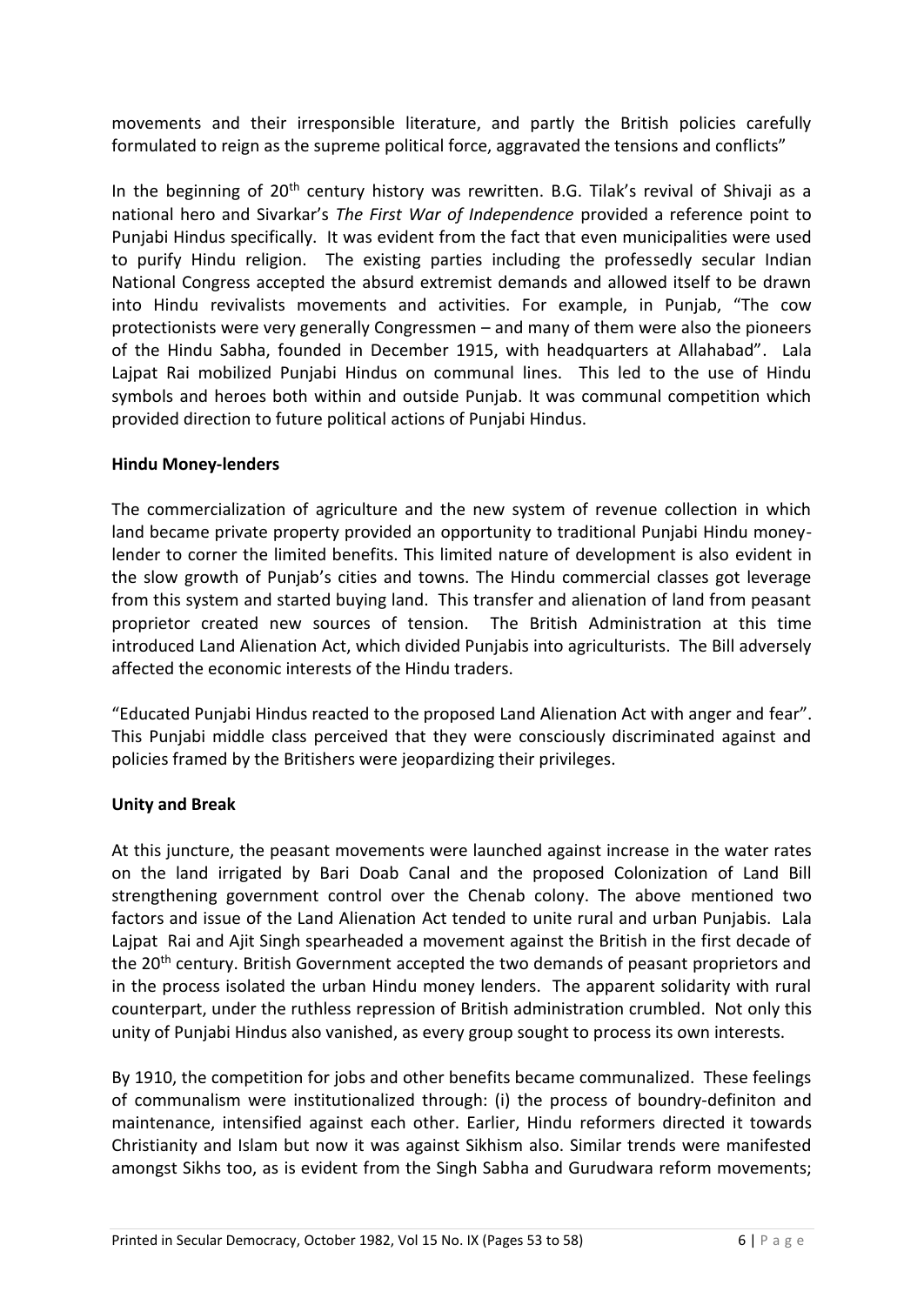movements and their irresponsible literature, and partly the British policies carefully formulated to reign as the supreme political force, aggravated the tensions and conflicts"

In the beginning of 20th century history was rewritten. B.G. Tilak's revival of Shivaji as a national hero and Sivarkar's *The First War of Independence* provided a reference point to Punjabi Hindus specifically. It was evident from the fact that even municipalities were used to purify Hindu religion. The existing parties including the professedly secular Indian National Congress accepted the absurd extremist demands and allowed itself to be drawn into Hindu revivalists movements and activities. For example, in Punjab, "The cow protectionists were very generally Congressmen – and many of them were also the pioneers of the Hindu Sabha, founded in December 1915, with headquarters at Allahabad". Lala Lajpat Rai mobilized Punjabi Hindus on communal lines. This led to the use of Hindu symbols and heroes both within and outside Punjab. It was communal competition which provided direction to future political actions of Punjabi Hindus.

**Hindu Money-lenders**

The commercialization of agriculture and the new system of revenue collection in which land became private property provided an opportunity to traditional Punjabi Hindu money-lender to corner the limited benefits. This limited nature of development is also evident in the slow growth of Punjab's cities and towns. The Hindu commercial classes got leverage from this system and started buying land. This transfer and alienation of land from peasant proprietor created new sources of tension. The British Administration at this time introduced Land Alienation Act, which divided Punjabis into agriculturists. The Bill adversely affected the economic interests of the Hindu traders.

"Educated Punjabi Hindus reacted to the proposed Land Alienation Act with anger and fear". This Punjabi middle class perceived that they were consciously discriminated against and policies framed by the Britishers were jeopardizing their privileges.

**Unity and Break**

At this juncture, the peasant movements were launched against increase in the water rates on the land irrigated by Bari Doab Canal and the proposed Colonization of Land Bill strengthening government control over the Chenab colony. The above mentioned two factors and issue of the Land Alienation Act tended to unite rural and urban Punjabis. Lala Lajpat Rai and Ajit Singh spearheaded a movement against the British in the first decade of the 20th century. British Government accepted the two demands of peasant proprietors and in the process isolated the urban Hindu money lenders. The apparent solidarity with rural counterpart, under the ruthless repression of British administration crumbled. Not only this unity of Punjabi Hindus also vanished, as every group sought to process its own interests.

By 1910, the competition for jobs and other benefits became communalized. These feelings of communalism were institutionalized through: (i) the process of boundry-definiton and maintenance, intensified against each other. Earlier, Hindu reformers directed it towards Christianity and Islam but now it was against Sikhism also. Similar trends were manifested amongst Sikhs too, as is evident from the Singh Sabha and Gurudwara reform movements;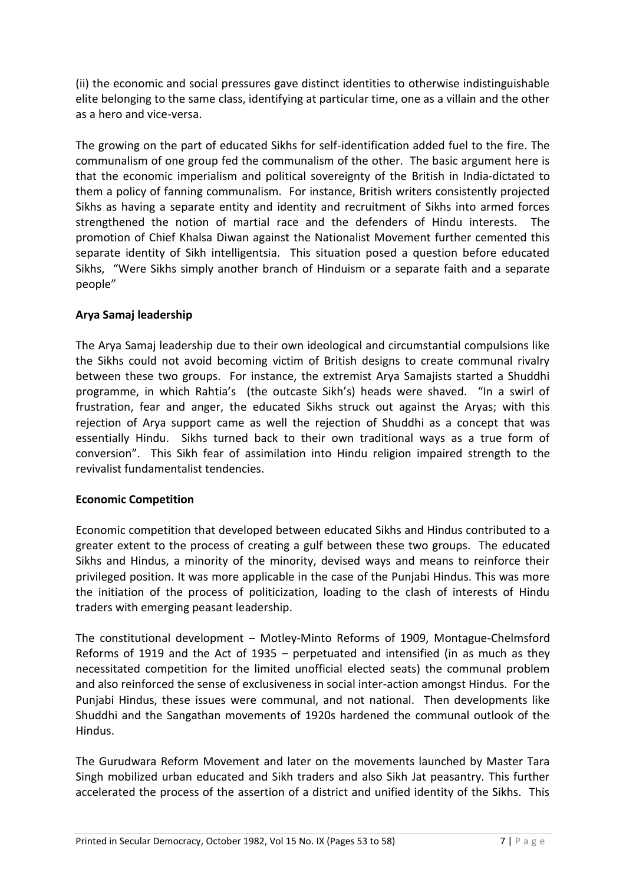(ii) the economic and social pressures gave distinct identities to otherwise indistinguishable elite belonging to the same class, identifying at particular time, one as a villain and the other as a hero and vice-versa.

The growing on the part of educated Sikhs for self-identification added fuel to the fire. The communalism of one group fed the communalism of the other. The basic argument here is that the economic imperialism and political sovereignty of the British in India-dictated to them a policy of fanning communalism. For instance, British writers consistently projected Sikhs as having a separate entity and identity and recruitment of Sikhs into armed forces strengthened the notion of martial race and the defenders of Hindu interests. The promotion of Chief Khalsa Diwan against the Nationalist Movement further cemented this separate identity of Sikh intelligentsia. This situation posed a question before educated Sikhs, "Were Sikhs simply another branch of Hinduism or a separate faith and a separate people"

**Arya Samaj leadership**

The Arya Samaj leadership due to their own ideological and circumstantial compulsions like the Sikhs could not avoid becoming victim of British designs to create communal rivalry between these two groups. For instance, the extremist Arya Samajists started a Shuddhi programme, in which Rahtia's (the outcaste Sikh's) heads were shaved. "In a swirl of frustration, fear and anger, the educated Sikhs struck out against the Aryas; with this rejection of Arya support came as well the rejection of Shuddhi as a concept that was essentially Hindu. Sikhs turned back to their own traditional ways as a true form of conversion". This Sikh fear of assimilation into Hindu religion impaired strength to the revivalist fundamentalist tendencies.

**Economic Competition**

Economic competition that developed between educated Sikhs and Hindus contributed to a greater extent to the process of creating a gulf between these two groups. The educated Sikhs and Hindus, a minority of the minority, devised ways and means to reinforce their privileged position. It was more applicable in the case of the Punjabi Hindus. This was more the initiation of the process of politicization, loading to the clash of interests of Hindu traders with emerging peasant leadership.

The constitutional development – Motley-Minto Reforms of 1909, Montague-Chelmsford Reforms of 1919 and the Act of 1935 – perpetuated and intensified (in as much as they necessitated competition for the limited unofficial elected seats) the communal problem and also reinforced the sense of exclusiveness in social inter-action amongst Hindus. For the Punjabi Hindus, these issues were communal, and not national. Then developments like Shuddhi and the Sangathan movements of 1920s hardened the communal outlook of the Hindus.

The Gurudwara Reform Movement and later on the movements launched by Master Tara Singh mobilized urban educated and Sikh traders and also Sikh Jat peasantry. This further accelerated the process of the assertion of a district and unified identity of the Sikhs. This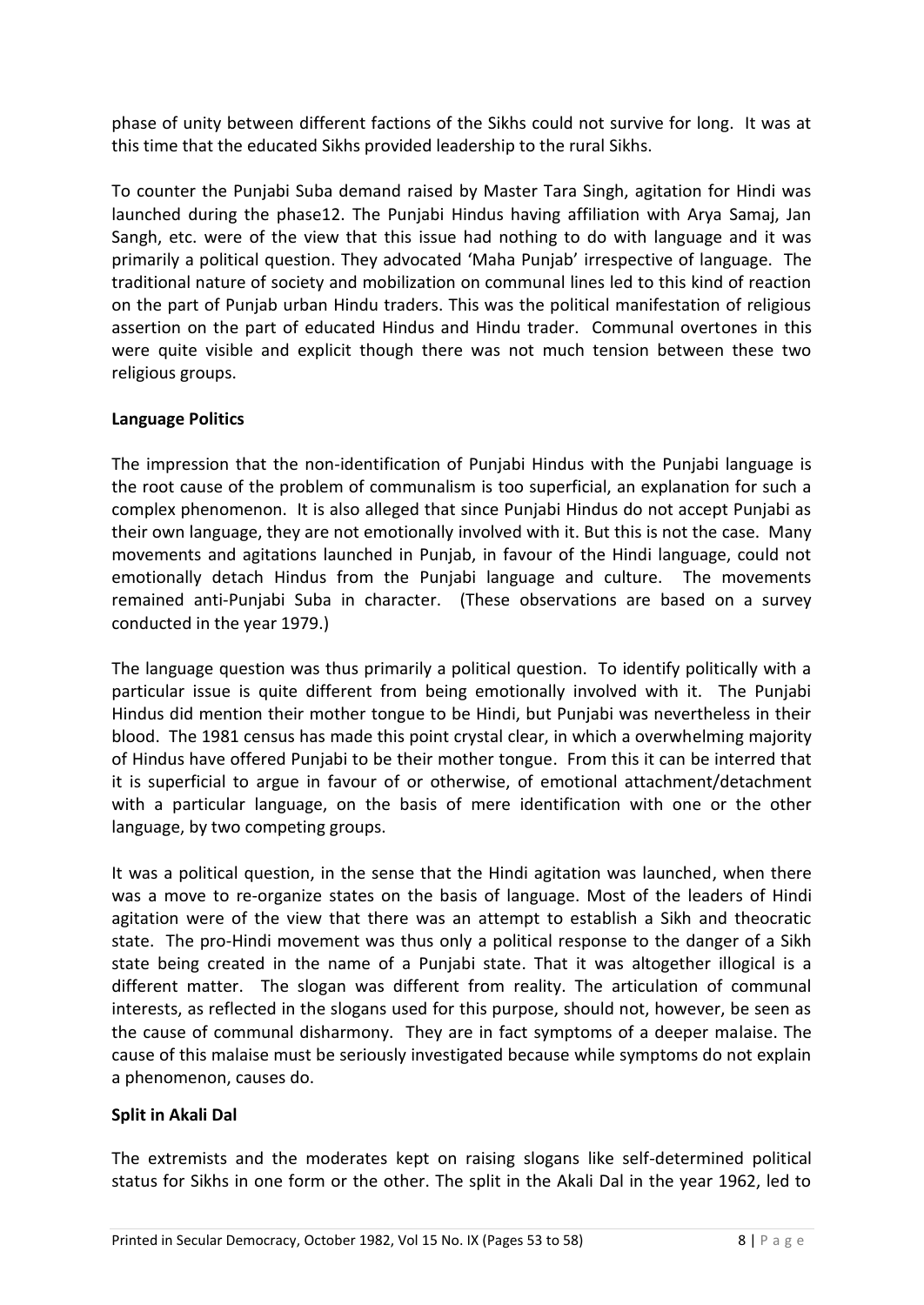phase of unity between different factions of the Sikhs could not survive for long. It was at this time that the educated Sikhs provided leadership to the rural Sikhs.

To counter the Punjabi Suba demand raised by Master Tara Singh, agitation for Hindi was launched during the phase12. The Punjabi Hindus having affiliation with Arya Samaj, Jan Sangh, etc. were of the view that this issue had nothing to do with language and it was primarily a political question. They advocated 'Maha Punjab' irrespective of language. The traditional nature of society and mobilization on communal lines led to this kind of reaction on the part of Punjab urban Hindu traders. This was the political manifestation of religious assertion on the part of educated Hindus and Hindu trader. Communal overtones in this were quite visible and explicit though there was not much tension between these two religious groups.

**Language Politics**

The impression that the non-identification of Punjabi Hindus with the Punjabi language is the root cause of the problem of communalism is too superficial, an explanation for such a complex phenomenon. It is also alleged that since Punjabi Hindus do not accept Punjabi as their own language, they are not emotionally involved with it. But this is not the case. Many movements and agitations launched in Punjab, in favour of the Hindi language, could not emotionally detach Hindus from the Punjabi language and culture. The movements remained anti-Punjabi Suba in character. (These observations are based on a survey conducted in the year 1979.)

The language question was thus primarily a political question. To identify politically with a particular issue is quite different from being emotionally involved with it. The Punjabi Hindus did mention their mother tongue to be Hindi, but Punjabi was nevertheless in their blood. The 1981 census has made this point crystal clear, in which a overwhelming majority of Hindus have offered Punjabi to be their mother tongue. From this it can be interred that it is superficial to argue in favour of or otherwise, of emotional attachment/detachment with a particular language, on the basis of mere identification with one or the other language, by two competing groups.

It was a political question, in the sense that the Hindi agitation was launched, when there was a move to re-organize states on the basis of language. Most of the leaders of Hindi agitation were of the view that there was an attempt to establish a Sikh and theocratic state. The pro-Hindi movement was thus only a political response to the danger of a Sikh state being created in the name of a Punjabi state. That it was altogether illogical is a different matter. The slogan was different from reality. The articulation of communal interests, as reflected in the slogans used for this purpose, should not, however, be seen as the cause of communal disharmony. They are in fact symptoms of a deeper malaise. The cause of this malaise must be seriously investigated because while symptoms do not explain a phenomenon, causes do.

**Split in Akali Dal**

The extremists and the moderates kept on raising slogans like self-determined political status for Sikhs in one form or the other. The split in the Akali Dal in the year 1962, led to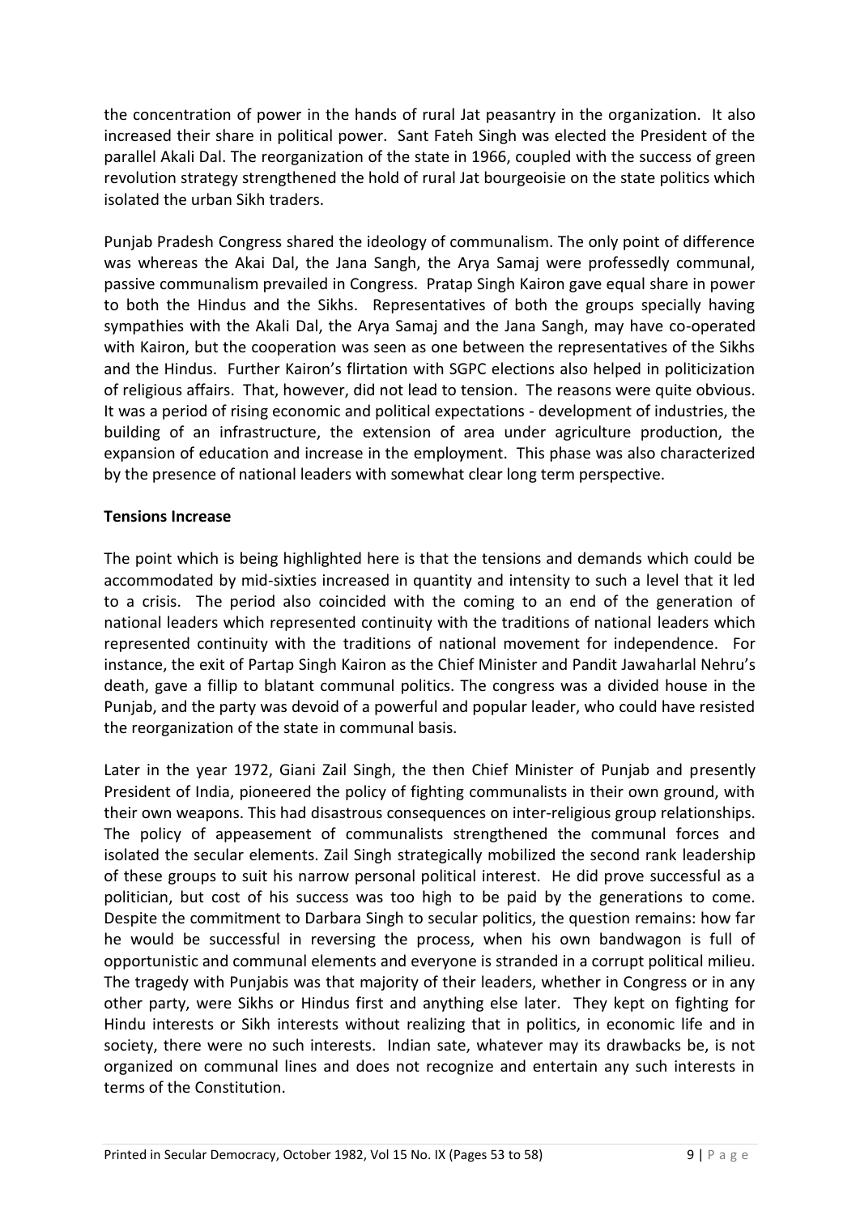the concentration of power in the hands of rural Jat peasantry in the organization. It also increased their share in political power. Sant Fateh Singh was elected the President of the parallel Akali Dal. The reorganization of the state in 1966, coupled with the success of green revolution strategy strengthened the hold of rural Jat bourgeoisie on the state politics which isolated the urban Sikh traders.

Punjab Pradesh Congress shared the ideology of communalism. The only point of difference was whereas the Akai Dal, the Jana Sangh, the Arya Samaj were professedly communal, passive communalism prevailed in Congress. Pratap Singh Kairon gave equal share in power to both the Hindus and the Sikhs. Representatives of both the groups specially having sympathies with the Akali Dal, the Arya Samaj and the Jana Sangh, may have co-operated with Kairon, but the cooperation was seen as one between the representatives of the Sikhs and the Hindus. Further Kairon's flirtation with SGPC elections also helped in politicization of religious affairs. That, however, did not lead to tension. The reasons were quite obvious. It was a period of rising economic and political expectations - development of industries, the building of an infrastructure, the extension of area under agriculture production, the expansion of education and increase in the employment. This phase was also characterized by the presence of national leaders with somewhat clear long term perspective.

**Tensions Increase**

The point which is being highlighted here is that the tensions and demands which could be accommodated by mid-sixties increased in quantity and intensity to such a level that it led to a crisis. The period also coincided with the coming to an end of the generation of national leaders which represented continuity with the traditions of national leaders which represented continuity with the traditions of national movement for independence. For instance, the exit of Partap Singh Kairon as the Chief Minister and Pandit Jawaharlal Nehru's death, gave a fillip to blatant communal politics. The congress was a divided house in the Punjab, and the party was devoid of a powerful and popular leader, who could have resisted the reorganization of the state in communal basis.

Later in the year 1972, Giani Zail Singh, the then Chief Minister of Punjab and presently President of India, pioneered the policy of fighting communalists in their own ground, with their own weapons. This had disastrous consequences on inter-religious group relationships. The policy of appeasement of communalists strengthened the communal forces and isolated the secular elements. Zail Singh strategically mobilized the second rank leadership of these groups to suit his narrow personal political interest. He did prove successful as a politician, but cost of his success was too high to be paid by the generations to come. Despite the commitment to Darbara Singh to secular politics, the question remains: how far he would be successful in reversing the process, when his own bandwagon is full of opportunistic and communal elements and everyone is stranded in a corrupt political milieu. The tragedy with Punjabis was that majority of their leaders, whether in Congress or in any other party, were Sikhs or Hindus first and anything else later. They kept on fighting for Hindu interests or Sikh interests without realizing that in politics, in economic life and in society, there were no such interests. Indian sate, whatever may its drawbacks be, is not organized on communal lines and does not recognize and entertain any such interests in terms of the Constitution.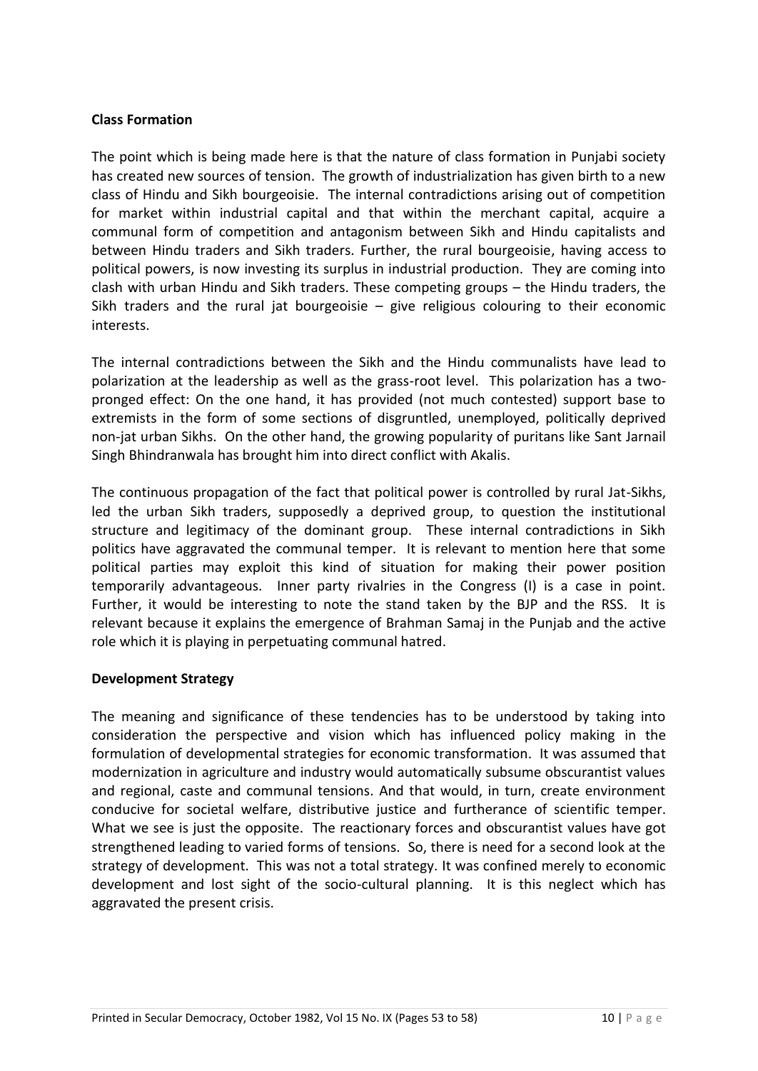**Class Formation**

The point which is being made here is that the nature of class formation in Punjabi society has created new sources of tension. The growth of industrialization has given birth to a new class of Hindu and Sikh bourgeoisie. The internal contradictions arising out of competition for market within industrial capital and that within the merchant capital, acquire a communal form of competition and antagonism between Sikh and Hindu capitalists and between Hindu traders and Sikh traders. Further, the rural bourgeoisie, having access to political powers, is now investing its surplus in industrial production. They are coming into clash with urban Hindu and Sikh traders. These competing groups – the Hindu traders, the Sikh traders and the rural jat bourgeoisie – give religious colouring to their economic interests.

The internal contradictions between the Sikh and the Hindu communalists have lead to polarization at the leadership as well as the grass-root level. This polarization has a two-pronged effect: On the one hand, it has provided (not much contested) support base to extremists in the form of some sections of disgruntled, unemployed, politically deprived non-jat urban Sikhs. On the other hand, the growing popularity of puritans like Sant Jarnail Singh Bhindranwala has brought him into direct conflict with Akalis.

The continuous propagation of the fact that political power is controlled by rural Jat-Sikhs, led the urban Sikh traders, supposedly a deprived group, to question the institutional structure and legitimacy of the dominant group. These internal contradictions in Sikh politics have aggravated the communal temper. It is relevant to mention here that some political parties may exploit this kind of situation for making their power position temporarily advantageous. Inner party rivalries in the Congress (I) is a case in point. Further, it would be interesting to note the stand taken by the BJP and the RSS. It is relevant because it explains the emergence of Brahman Samaj in the Punjab and the active role which it is playing in perpetuating communal hatred.

**Development Strategy**

The meaning and significance of these tendencies has to be understood by taking into consideration the perspective and vision which has influenced policy making in the formulation of developmental strategies for economic transformation. It was assumed that modernization in agriculture and industry would automatically subsume obscurantist values and regional, caste and communal tensions. And that would, in turn, create environment conducive for societal welfare, distributive justice and furtherance of scientific temper. What we see is just the opposite. The reactionary forces and obscurantist values have got strengthened leading to varied forms of tensions. So, there is need for a second look at the strategy of development. This was not a total strategy. It was confined merely to economic development and lost sight of the socio-cultural planning. It is this neglect which has aggravated the present crisis.